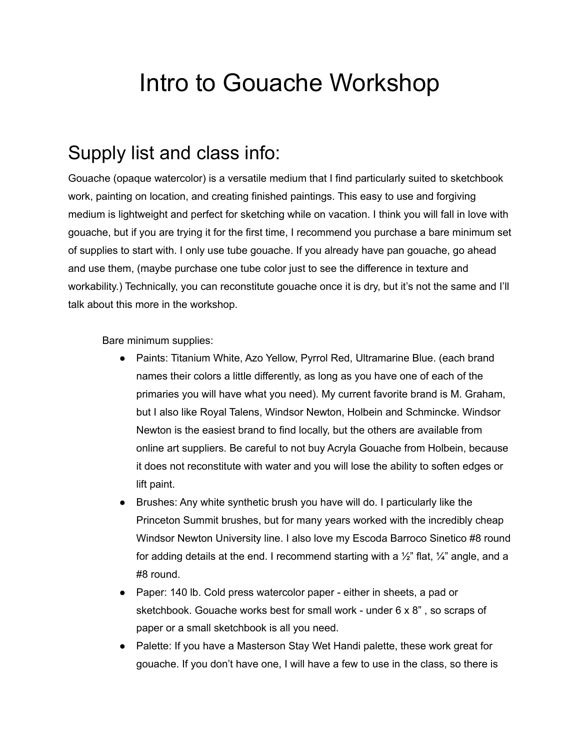# Intro to Gouache Workshop

## Supply list and class info:

Gouache (opaque watercolor) is a versatile medium that I find particularly suited to sketchbook work, painting on location, and creating finished paintings. This easy to use and forgiving medium is lightweight and perfect for sketching while on vacation. I think you will fall in love with gouache, but if you are trying it for the first time, I recommend you purchase a bare minimum set of supplies to start with. I only use tube gouache. If you already have pan gouache, go ahead and use them, (maybe purchase one tube color just to see the difference in texture and workability.) Technically, you can reconstitute gouache once it is dry, but it's not the same and I'll talk about this more in the workshop.

Bare minimum supplies:

- Paints: Titanium White, Azo Yellow, Pyrrol Red, Ultramarine Blue. (each brand names their colors a little differently, as long as you have one of each of the primaries you will have what you need). My current favorite brand is M. Graham, but I also like Royal Talens, Windsor Newton, Holbein and Schmincke. Windsor Newton is the easiest brand to find locally, but the others are available from online art suppliers. Be careful to not buy Acryla Gouache from Holbein, because it does not reconstitute with water and you will lose the ability to soften edges or lift paint.
- Brushes: Any white synthetic brush you have will do. I particularly like the Princeton Summit brushes, but for many years worked with the incredibly cheap Windsor Newton University line. I also love my Escoda Barroco Sinetico #8 round for adding details at the end. I recommend starting with a ½" flat, ¼" angle, and a #8 round.
- Paper: 140 lb. Cold press watercolor paper - either in sheets, a pad or sketchbook. Gouache works best for small work - under 6 x 8" , so scraps of paper or a small sketchbook is all you need.
- Palette: If you have a Masterson Stay Wet Handi palette, these work great for gouache. If you don't have one, I will have a few to use in the class, so there is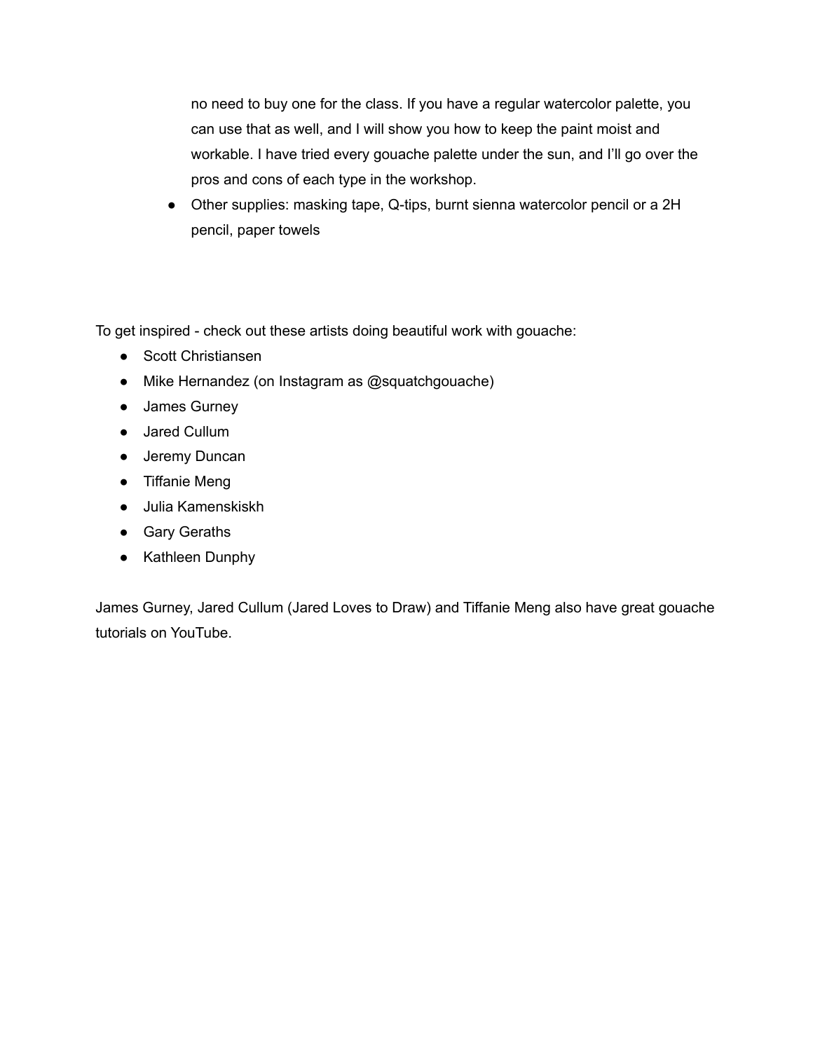no need to buy one for the class. If you have a regular watercolor palette, you can use that as well, and I will show you how to keep the paint moist and workable. I have tried every gouache palette under the sun, and I'll go over the pros and cons of each type in the workshop.

- Other supplies: masking tape, Q-tips, burnt sienna watercolor pencil or a 2H pencil, paper towels

To get inspired - check out these artists doing beautiful work with gouache:

- Scott Christiansen
- Mike Hernandez (on Instagram as @squatchgouache)
- James Gurney
- Jared Cullum
- Jeremy Duncan
- Tiffanie Meng
- Julia Kamenskiskh
- Gary Geraths
- Kathleen Dunphy

James Gurney, Jared Cullum (Jared Loves to Draw) and Tiffanie Meng also have great gouache tutorials on YouTube.